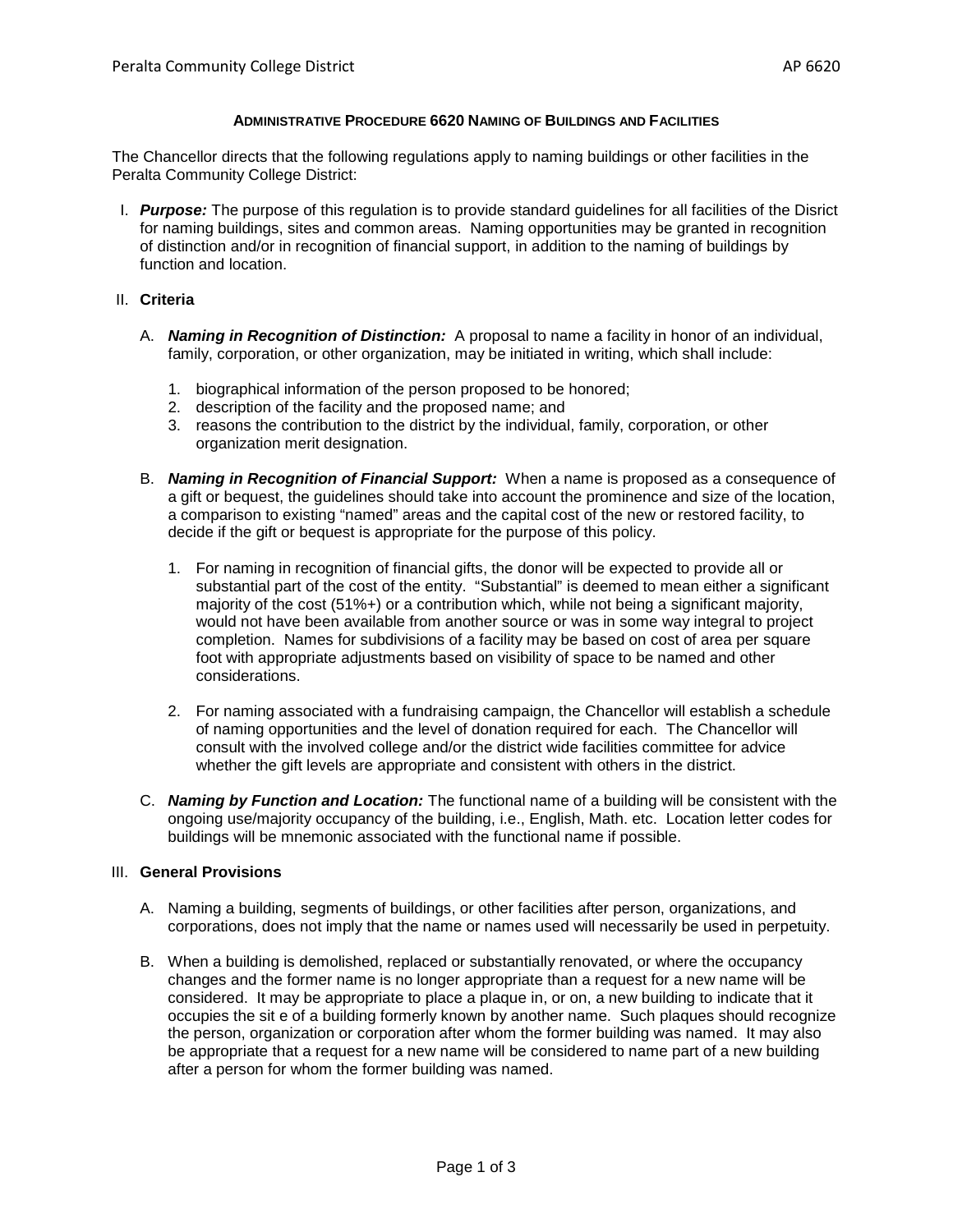# **Administrative Procedure 6620 Naming of Buildings and Facilities**

The Chancellor directs that the following regulations apply to naming buildings or other facilities in the Peralta Community College District:

I. ***Purpose:*** The purpose of this regulation is to provide standard guidelines for all facilities of the Disrict for naming buildings, sites and common areas. Naming opportunities may be granted in recognition of distinction and/or in recognition of financial support, in addition to the naming of buildings by function and location.

II. **Criteria**

   A. ***Naming in Recognition of Distinction:*** A proposal to name a facility in honor of an individual, family, corporation, or other organization, may be initiated in writing, which shall include:

      1. biographical information of the person proposed to be honored;
      2. description of the facility and the proposed name; and
      3. reasons the contribution to the district by the individual, family, corporation, or other organization merit designation.

   B. ***Naming in Recognition of Financial Support:*** When a name is proposed as a consequence of a gift or bequest, the guidelines should take into account the prominence and size of the location, a comparison to existing "named" areas and the capital cost of the new or restored facility, to decide if the gift or bequest is appropriate for the purpose of this policy.

      1. For naming in recognition of financial gifts, the donor will be expected to provide all or substantial part of the cost of the entity. "Substantial" is deemed to mean either a significant majority of the cost (51%+) or a contribution which, while not being a significant majority, would not have been available from another source or was in some way integral to project completion. Names for subdivisions of a facility may be based on cost of area per square foot with appropriate adjustments based on visibility of space to be named and other considerations.

      2. For naming associated with a fundraising campaign, the Chancellor will establish a schedule of naming opportunities and the level of donation required for each. The Chancellor will consult with the involved college and/or the district wide facilities committee for advice whether the gift levels are appropriate and consistent with others in the district.

   C. ***Naming by Function and Location:*** The functional name of a building will be consistent with the ongoing use/majority occupancy of the building, i.e., English, Math. etc. Location letter codes for buildings will be mnemonic associated with the functional name if possible.

III. **General Provisions**

   A. Naming a building, segments of buildings, or other facilities after person, organizations, and corporations, does not imply that the name or names used will necessarily be used in perpetuity.

   B. When a building is demolished, replaced or substantially renovated, or where the occupancy changes and the former name is no longer appropriate than a request for a new name will be considered. It may be appropriate to place a plaque in, or on, a new building to indicate that it occupies the sit e of a building formerly known by another name. Such plaques should recognize the person, organization or corporation after whom the former building was named. It may also be appropriate that a request for a new name will be considered to name part of a new building after a person for whom the former building was named.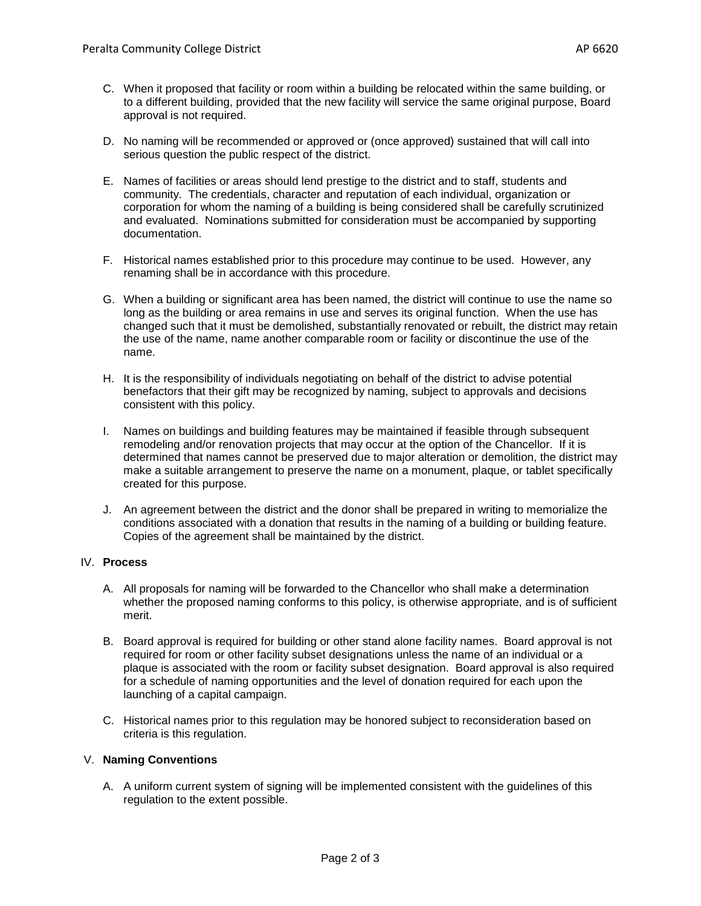C. When it proposed that facility or room within a building be relocated within the same building, or to a different building, provided that the new facility will service the same original purpose, Board approval is not required.

D. No naming will be recommended or approved or (once approved) sustained that will call into serious question the public respect of the district.

E. Names of facilities or areas should lend prestige to the district and to staff, students and community. The credentials, character and reputation of each individual, organization or corporation for whom the naming of a building is being considered shall be carefully scrutinized and evaluated. Nominations submitted for consideration must be accompanied by supporting documentation.

F. Historical names established prior to this procedure may continue to be used. However, any renaming shall be in accordance with this procedure.

G. When a building or significant area has been named, the district will continue to use the name so long as the building or area remains in use and serves its original function. When the use has changed such that it must be demolished, substantially renovated or rebuilt, the district may retain the use of the name, name another comparable room or facility or discontinue the use of the name.

H. It is the responsibility of individuals negotiating on behalf of the district to advise potential benefactors that their gift may be recognized by naming, subject to approvals and decisions consistent with this policy.

I. Names on buildings and building features may be maintained if feasible through subsequent remodeling and/or renovation projects that may occur at the option of the Chancellor. If it is determined that names cannot be preserved due to major alteration or demolition, the district may make a suitable arrangement to preserve the name on a monument, plaque, or tablet specifically created for this purpose.

J. An agreement between the district and the donor shall be prepared in writing to memorialize the conditions associated with a donation that results in the naming of a building or building feature. Copies of the agreement shall be maintained by the district.

## IV. **Process**

A. All proposals for naming will be forwarded to the Chancellor who shall make a determination whether the proposed naming conforms to this policy, is otherwise appropriate, and is of sufficient merit.

B. Board approval is required for building or other stand alone facility names. Board approval is not required for room or other facility subset designations unless the name of an individual or a plaque is associated with the room or facility subset designation. Board approval is also required for a schedule of naming opportunities and the level of donation required for each upon the launching of a capital campaign.

C. Historical names prior to this regulation may be honored subject to reconsideration based on criteria is this regulation.

## V. **Naming Conventions**

A. A uniform current system of signing will be implemented consistent with the guidelines of this regulation to the extent possible.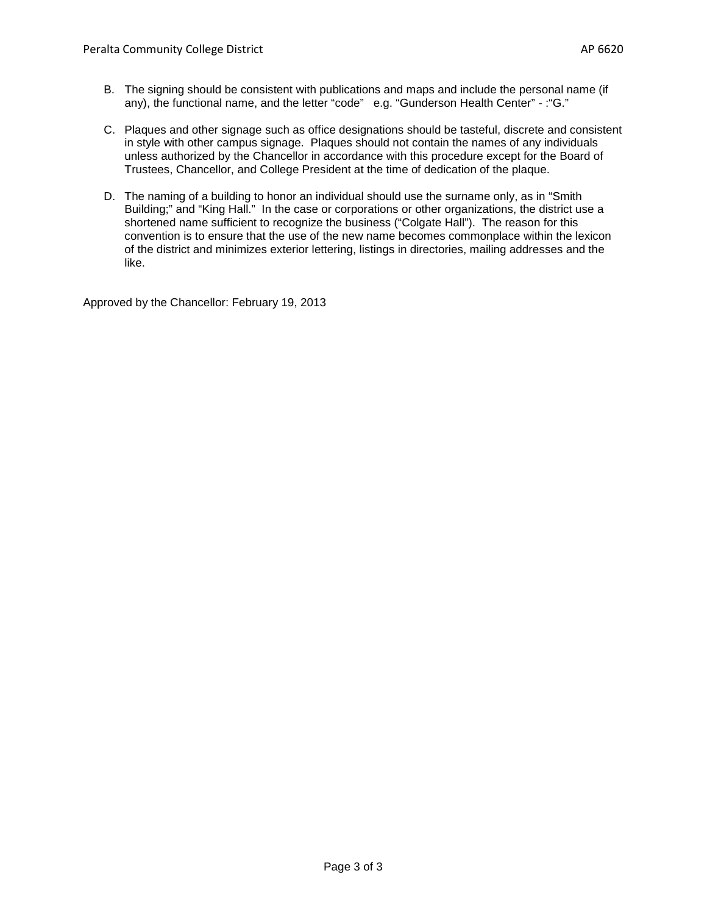B. The signing should be consistent with publications and maps and include the personal name (if any), the functional name, and the letter "code"   e.g. "Gunderson Health Center" - :"G."

C. Plaques and other signage such as office designations should be tasteful, discrete and consistent in style with other campus signage.  Plaques should not contain the names of any individuals unless authorized by the Chancellor in accordance with this procedure except for the Board of Trustees, Chancellor, and College President at the time of dedication of the plaque.

D. The naming of a building to honor an individual should use the surname only, as in "Smith Building;" and "King Hall."  In the case or corporations or other organizations, the district use a shortened name sufficient to recognize the business ("Colgate Hall").  The reason for this convention is to ensure that the use of the new name becomes commonplace within the lexicon of the district and minimizes exterior lettering, listings in directories, mailing addresses and the like.

Approved by the Chancellor: February 19, 2013